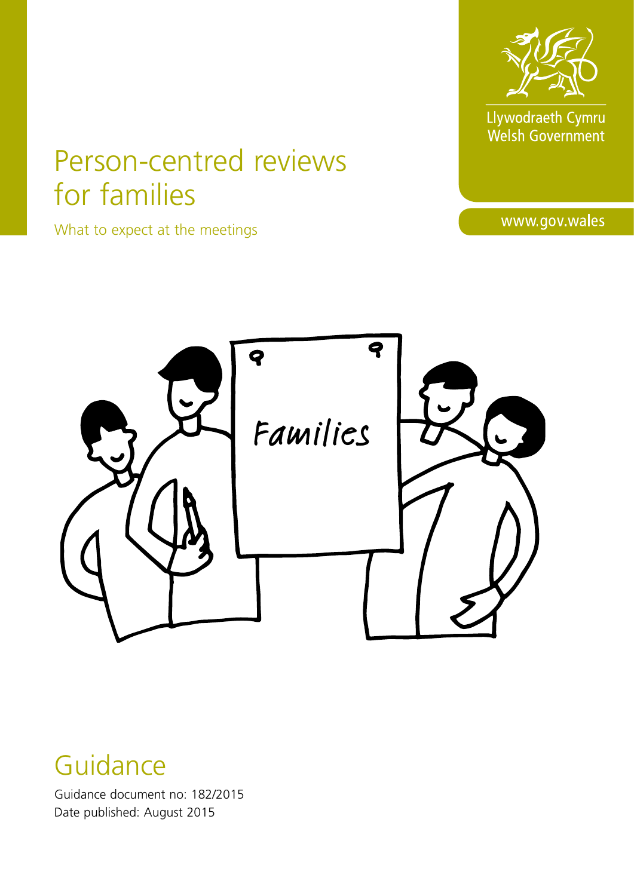Llywodraeth Cymru
Welsh Government

www.gov.wales

# Person-centred reviews for families

What to expect at the meetings

## Guidance

Guidance document no: 182/2015
Date published: August 2015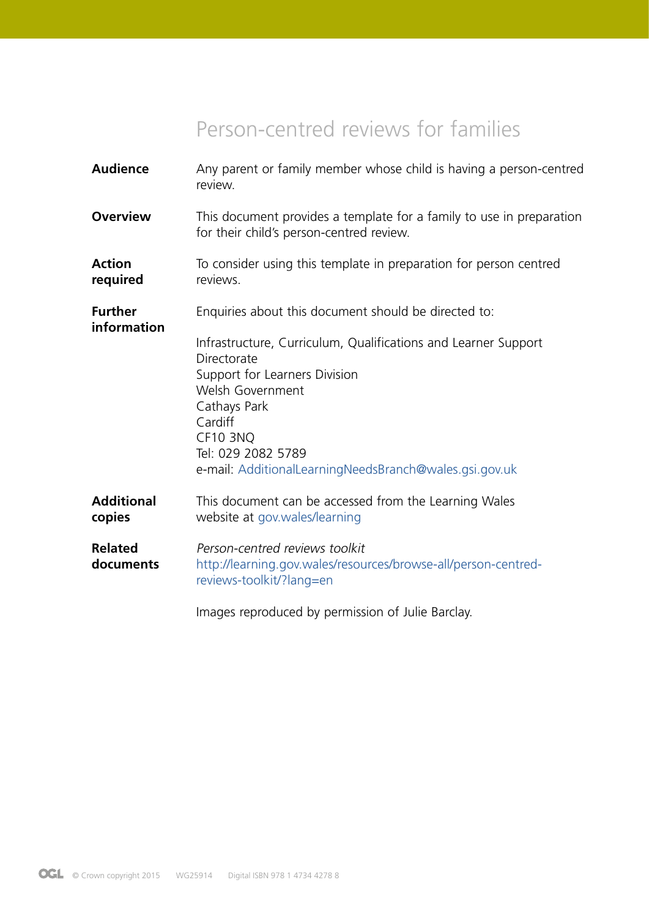# Person-centred reviews for families

**Audience**
Any parent or family member whose child is having a person-centred review.

**Overview**
This document provides a template for a family to use in preparation for their child's person-centred review.

**Action required**
To consider using this template in preparation for person centred reviews.

**Further information**
Enquiries about this document should be directed to:

Infrastructure, Curriculum, Qualifications and Learner Support Directorate
Support for Learners Division
Welsh Government
Cathays Park
Cardiff
CF10 3NQ
Tel: 029 2082 5789
e-mail: AdditionalLearningNeedsBranch@wales.gsi.gov.uk

**Additional copies**
This document can be accessed from the Learning Wales website at gov.wales/learning

**Related documents**
*Person-centred reviews toolkit*
http://learning.gov.wales/resources/browse-all/person-centred-reviews-toolkit/?lang=en

Images reproduced by permission of Julie Barclay.

© Crown copyright 2015 WG25914 Digital ISBN 978 1 4734 4278 8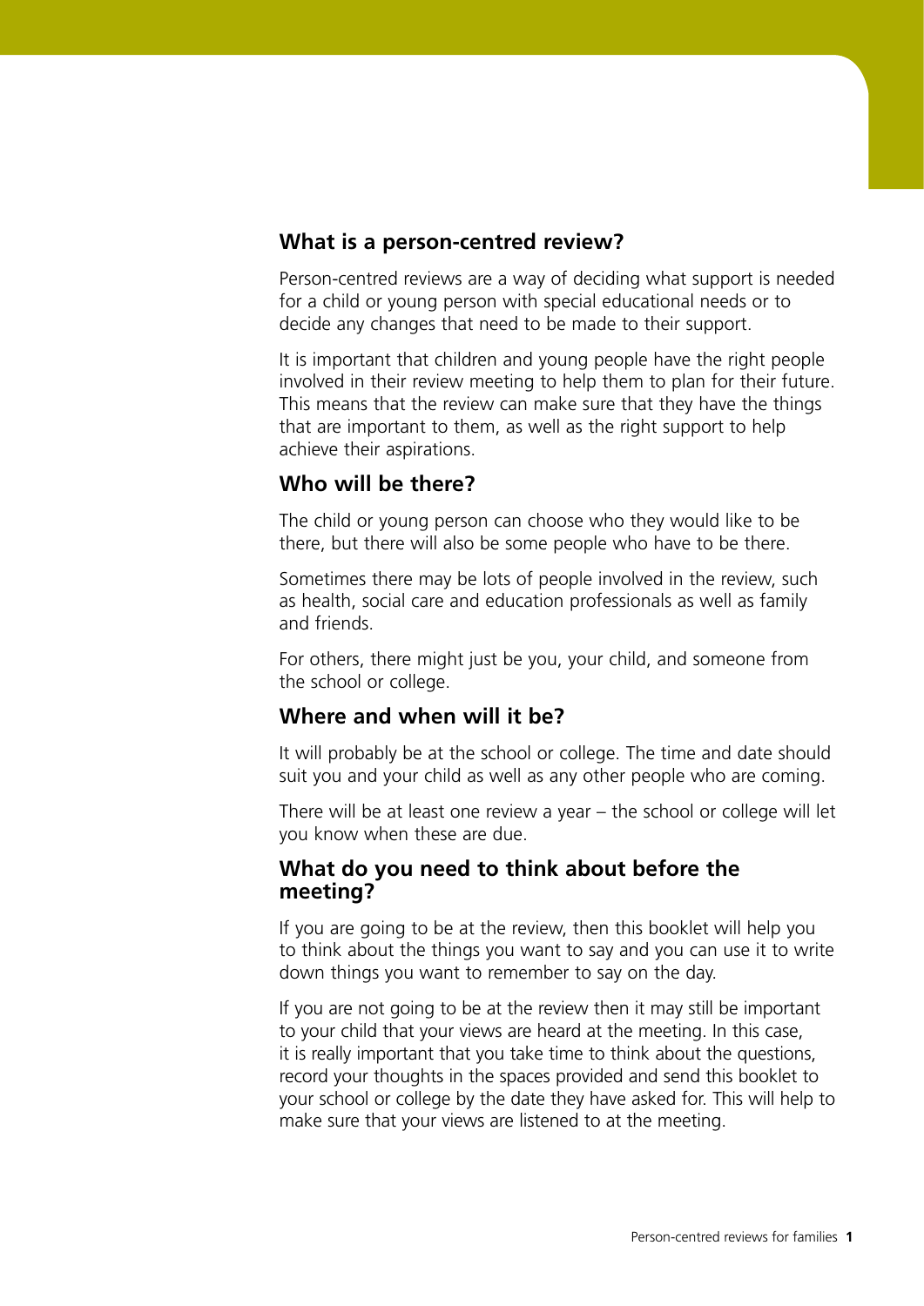## What is a person-centred review?

Person-centred reviews are a way of deciding what support is needed for a child or young person with special educational needs or to decide any changes that need to be made to their support.

It is important that children and young people have the right people involved in their review meeting to help them to plan for their future. This means that the review can make sure that they have the things that are important to them, as well as the right support to help achieve their aspirations.

## Who will be there?

The child or young person can choose who they would like to be there, but there will also be some people who have to be there.

Sometimes there may be lots of people involved in the review, such as health, social care and education professionals as well as family and friends.

For others, there might just be you, your child, and someone from the school or college.

## Where and when will it be?

It will probably be at the school or college. The time and date should suit you and your child as well as any other people who are coming.

There will be at least one review a year – the school or college will let you know when these are due.

## What do you need to think about before the meeting?

If you are going to be at the review, then this booklet will help you to think about the things you want to say and you can use it to write down things you want to remember to say on the day.

If you are not going to be at the review then it may still be important to your child that your views are heard at the meeting. In this case, it is really important that you take time to think about the questions, record your thoughts in the spaces provided and send this booklet to your school or college by the date they have asked for. This will help to make sure that your views are listened to at the meeting.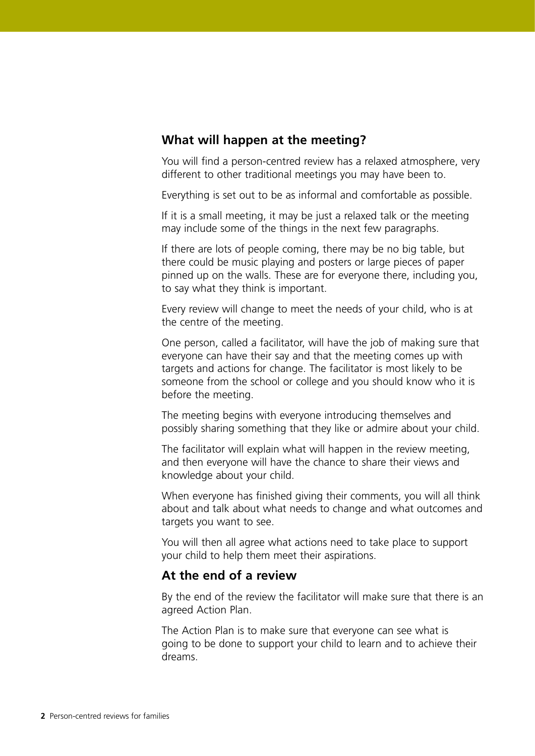## What will happen at the meeting?

You will find a person-centred review has a relaxed atmosphere, very different to other traditional meetings you may have been to.

Everything is set out to be as informal and comfortable as possible.

If it is a small meeting, it may be just a relaxed talk or the meeting may include some of the things in the next few paragraphs.

If there are lots of people coming, there may be no big table, but there could be music playing and posters or large pieces of paper pinned up on the walls. These are for everyone there, including you, to say what they think is important.

Every review will change to meet the needs of your child, who is at the centre of the meeting.

One person, called a facilitator, will have the job of making sure that everyone can have their say and that the meeting comes up with targets and actions for change. The facilitator is most likely to be someone from the school or college and you should know who it is before the meeting.

The meeting begins with everyone introducing themselves and possibly sharing something that they like or admire about your child.

The facilitator will explain what will happen in the review meeting, and then everyone will have the chance to share their views and knowledge about your child.

When everyone has finished giving their comments, you will all think about and talk about what needs to change and what outcomes and targets you want to see.

You will then all agree what actions need to take place to support your child to help them meet their aspirations.

## At the end of a review

By the end of the review the facilitator will make sure that there is an agreed Action Plan.

The Action Plan is to make sure that everyone can see what is going to be done to support your child to learn and to achieve their dreams.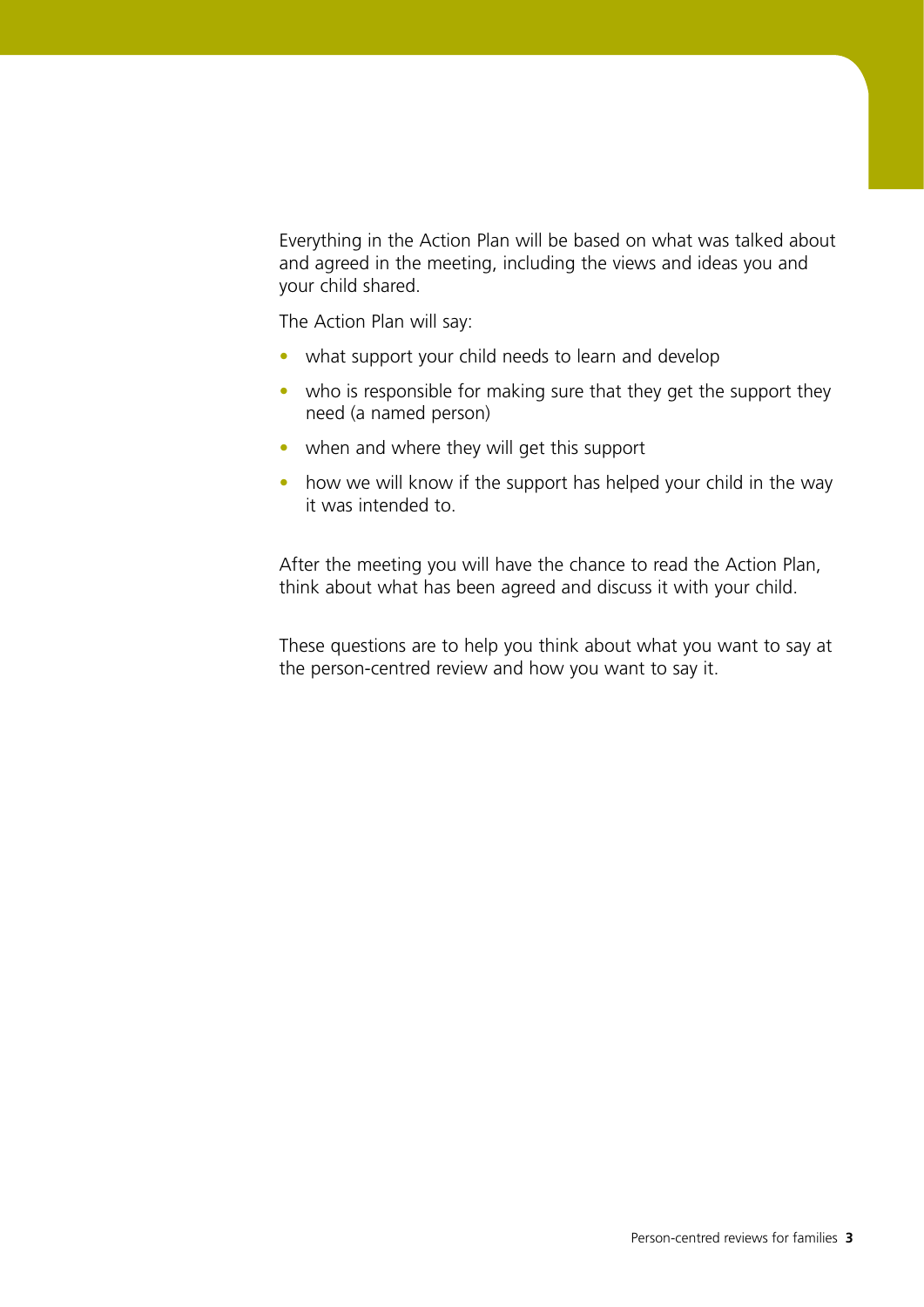Everything in the Action Plan will be based on what was talked about and agreed in the meeting, including the views and ideas you and your child shared.

The Action Plan will say:

- what support your child needs to learn and develop
- who is responsible for making sure that they get the support they need (a named person)
- when and where they will get this support
- how we will know if the support has helped your child in the way it was intended to.

After the meeting you will have the chance to read the Action Plan, think about what has been agreed and discuss it with your child.

These questions are to help you think about what you want to say at the person-centred review and how you want to say it.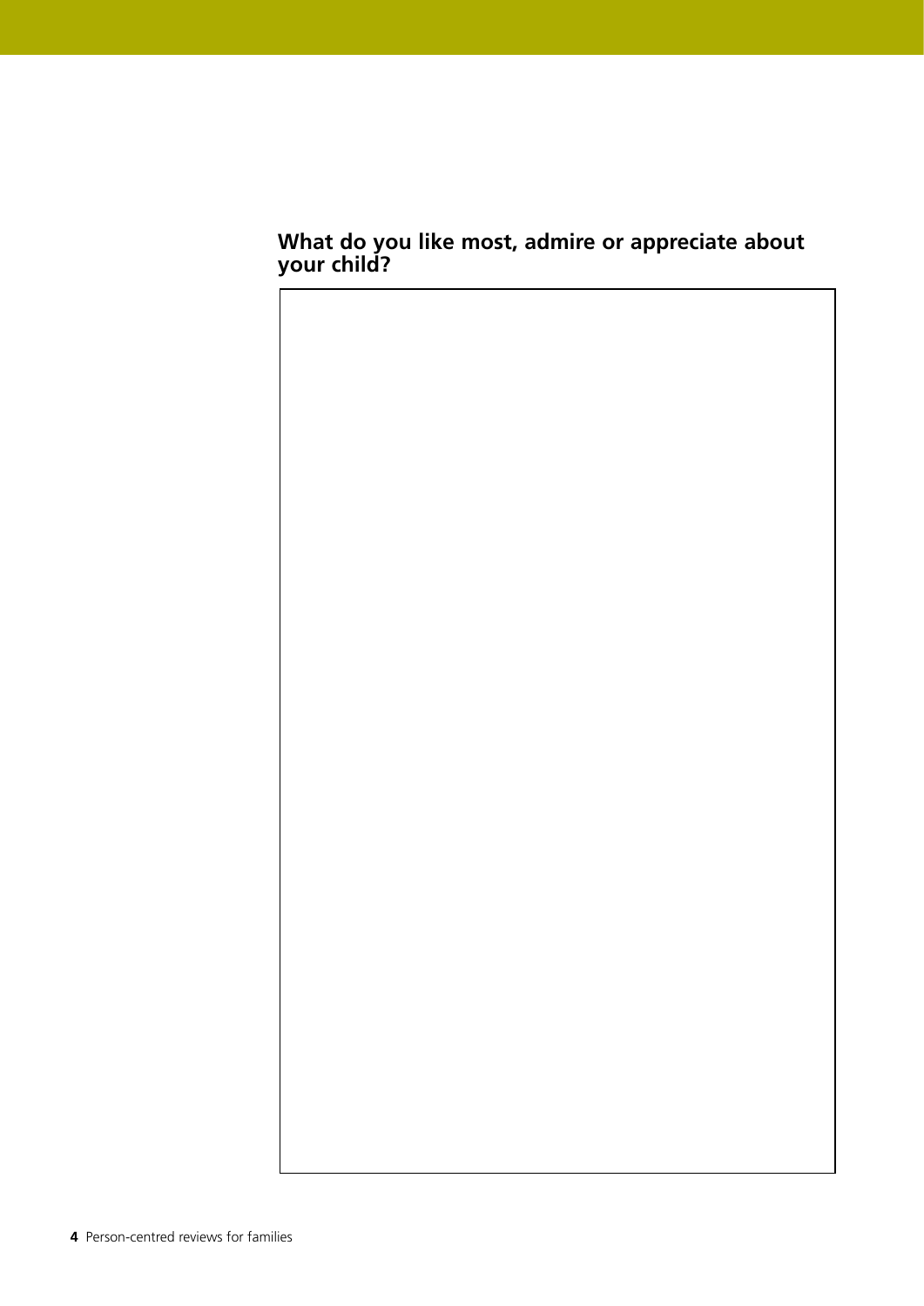**What do you like most, admire or appreciate about your child?**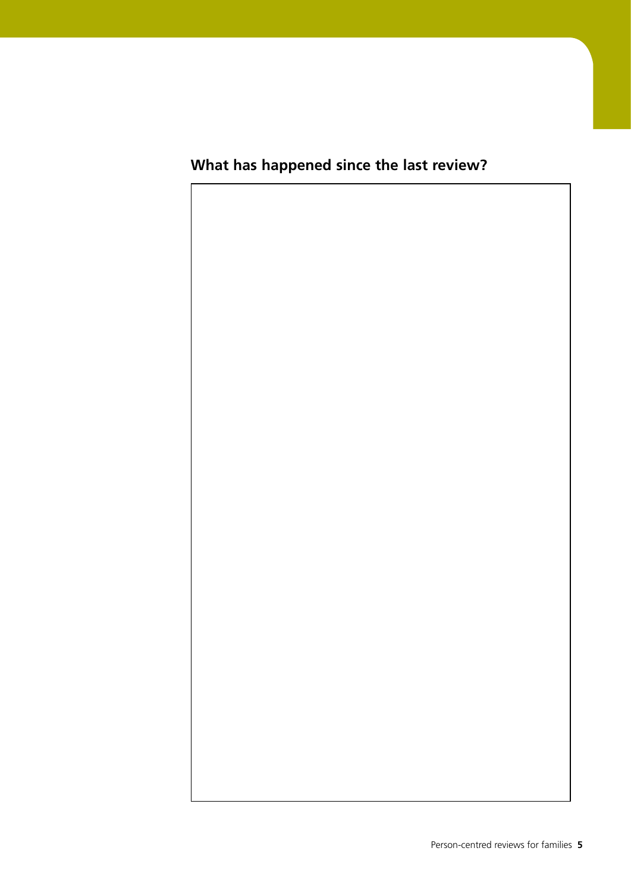## What has happened since the last review?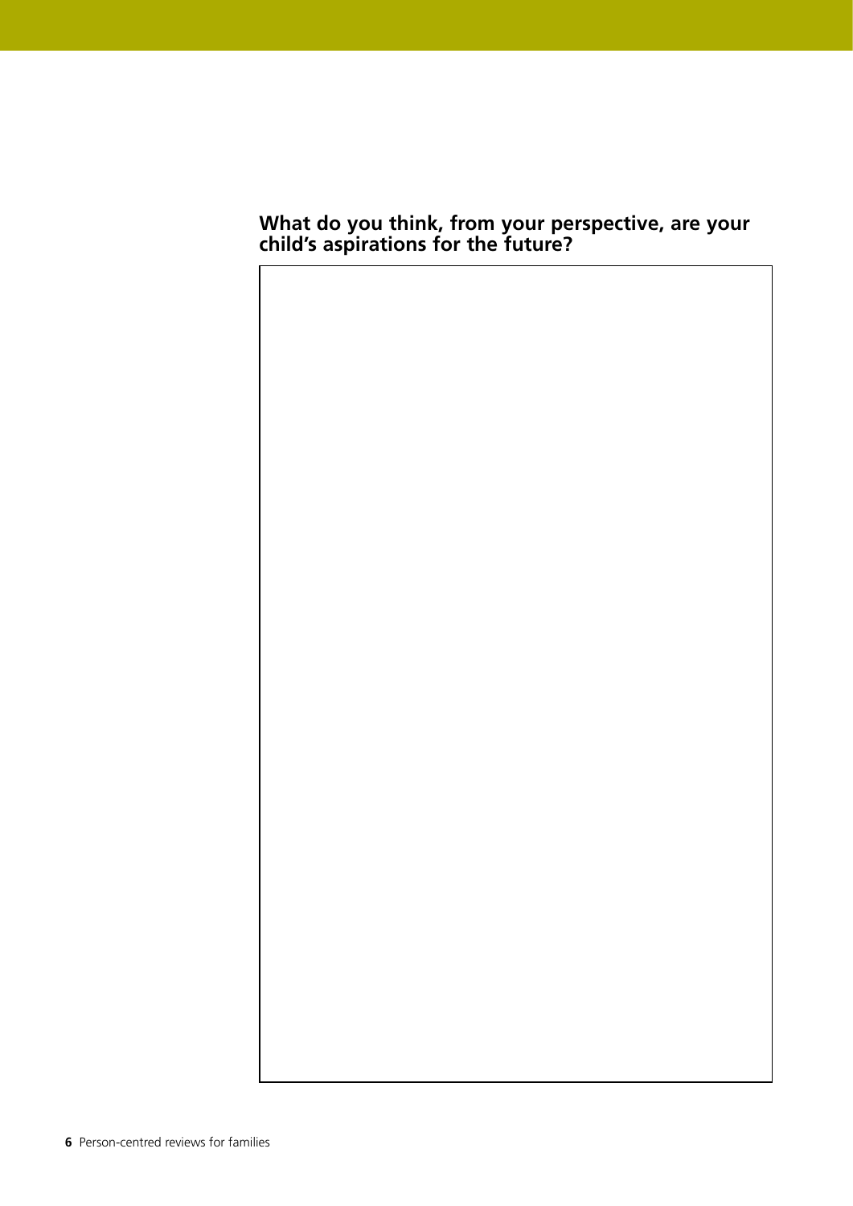**What do you think, from your perspective, are your child's aspirations for the future?**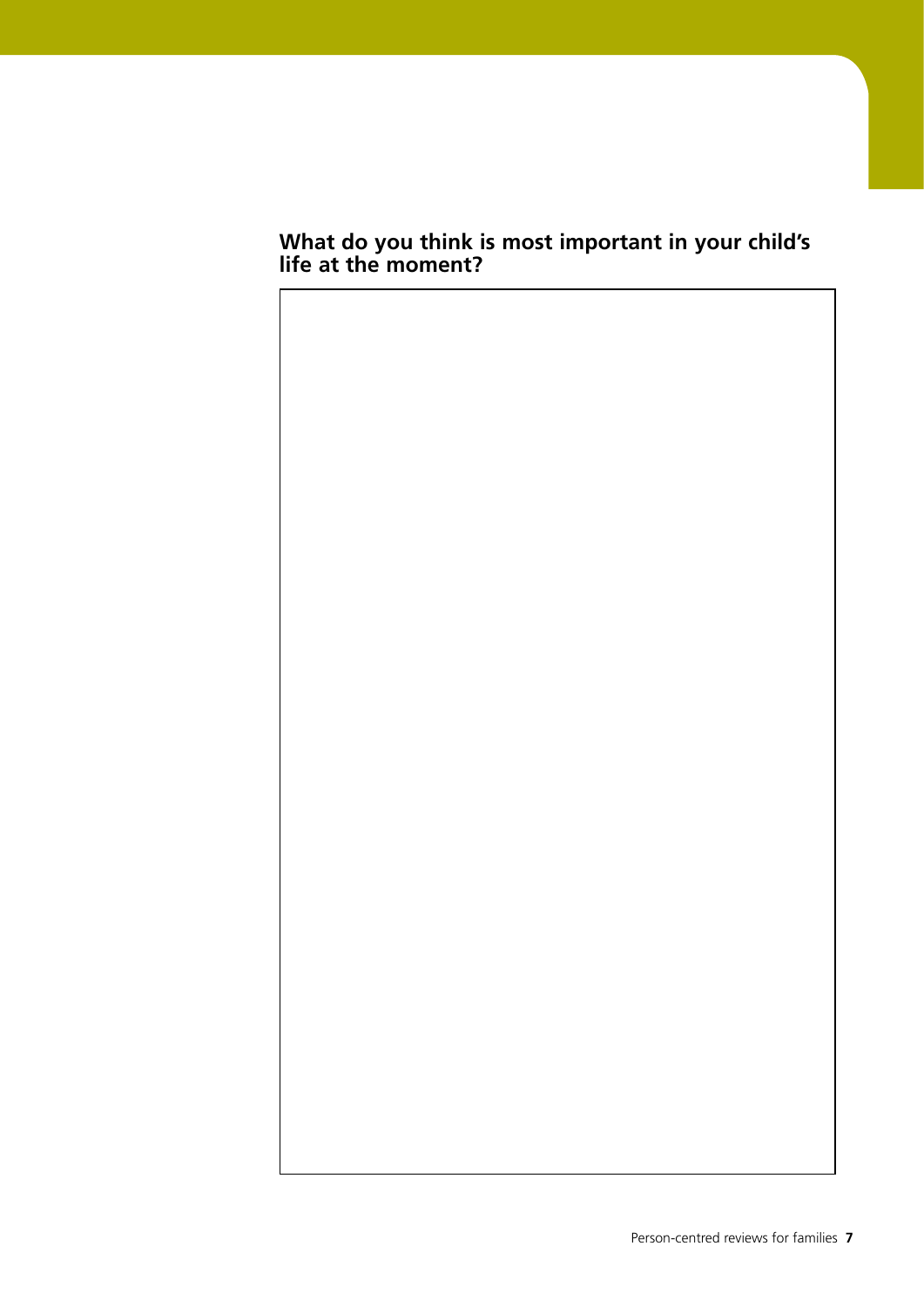**What do you think is most important in your child's life at the moment?**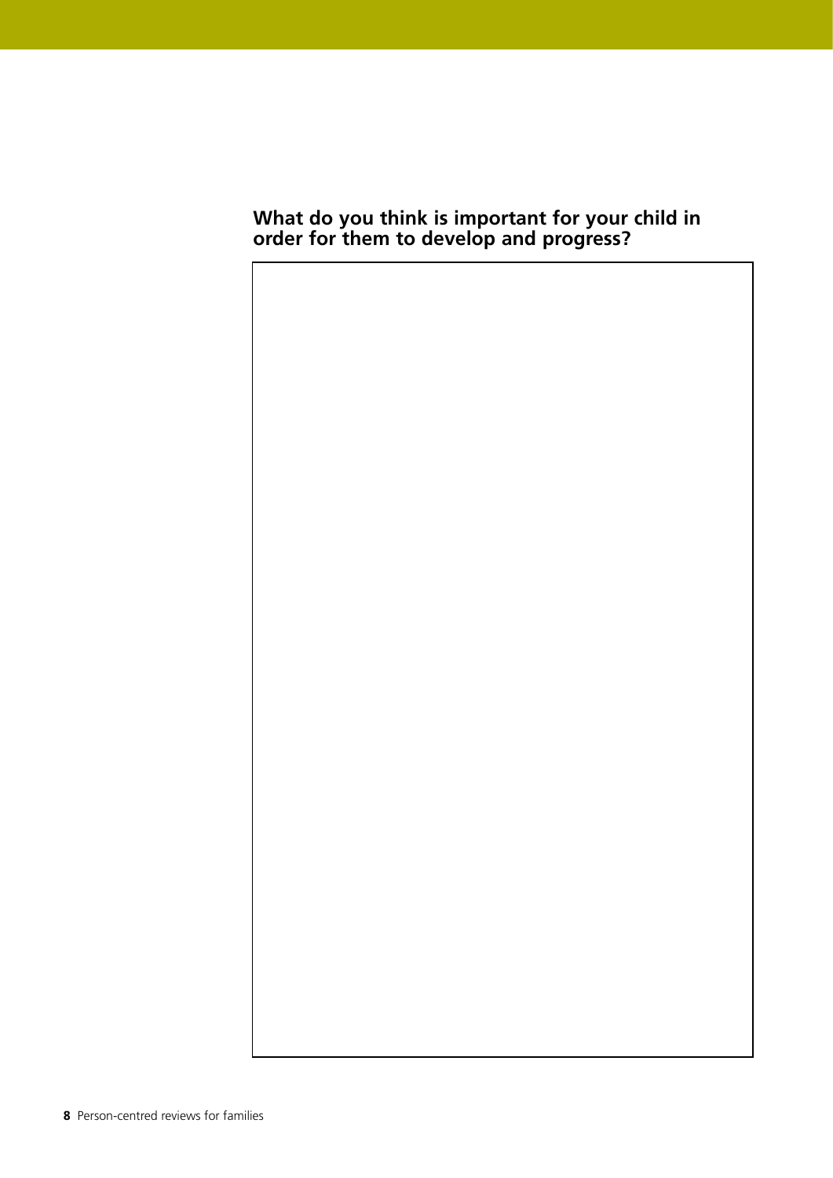**What do you think is important for your child in order for them to develop and progress?**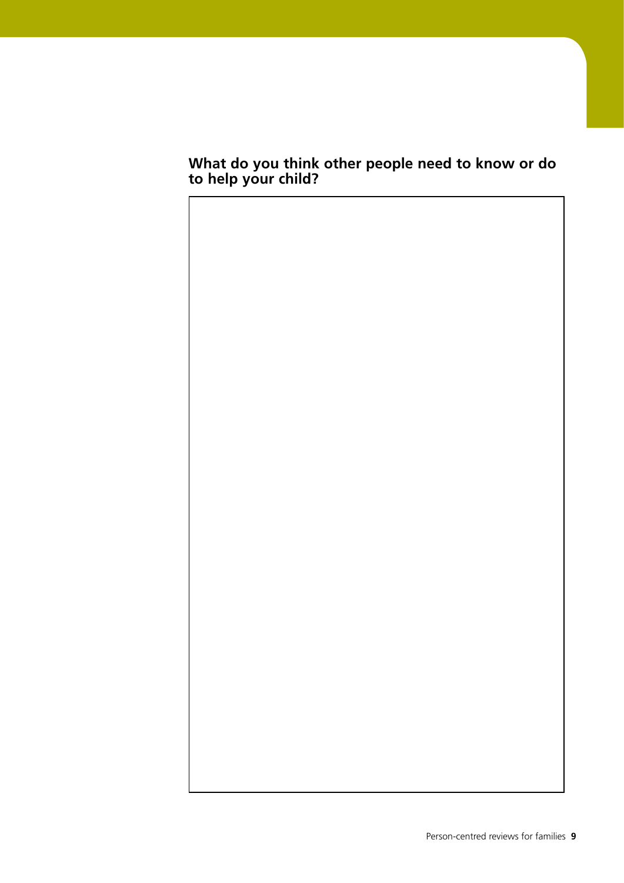**What do you think other people need to know or do to help your child?**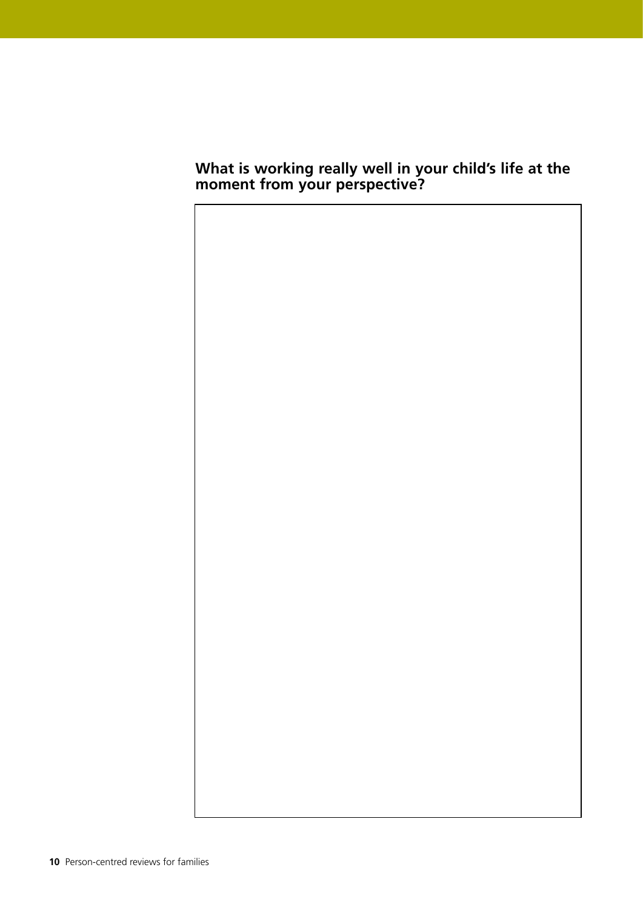**What is working really well in your child's life at the moment from your perspective?**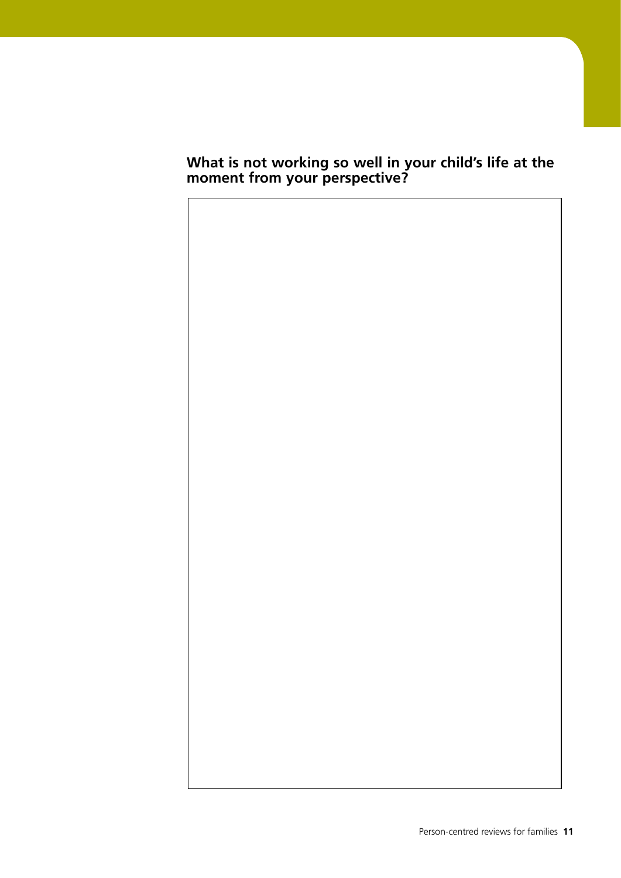**What is not working so well in your child's life at the moment from your perspective?**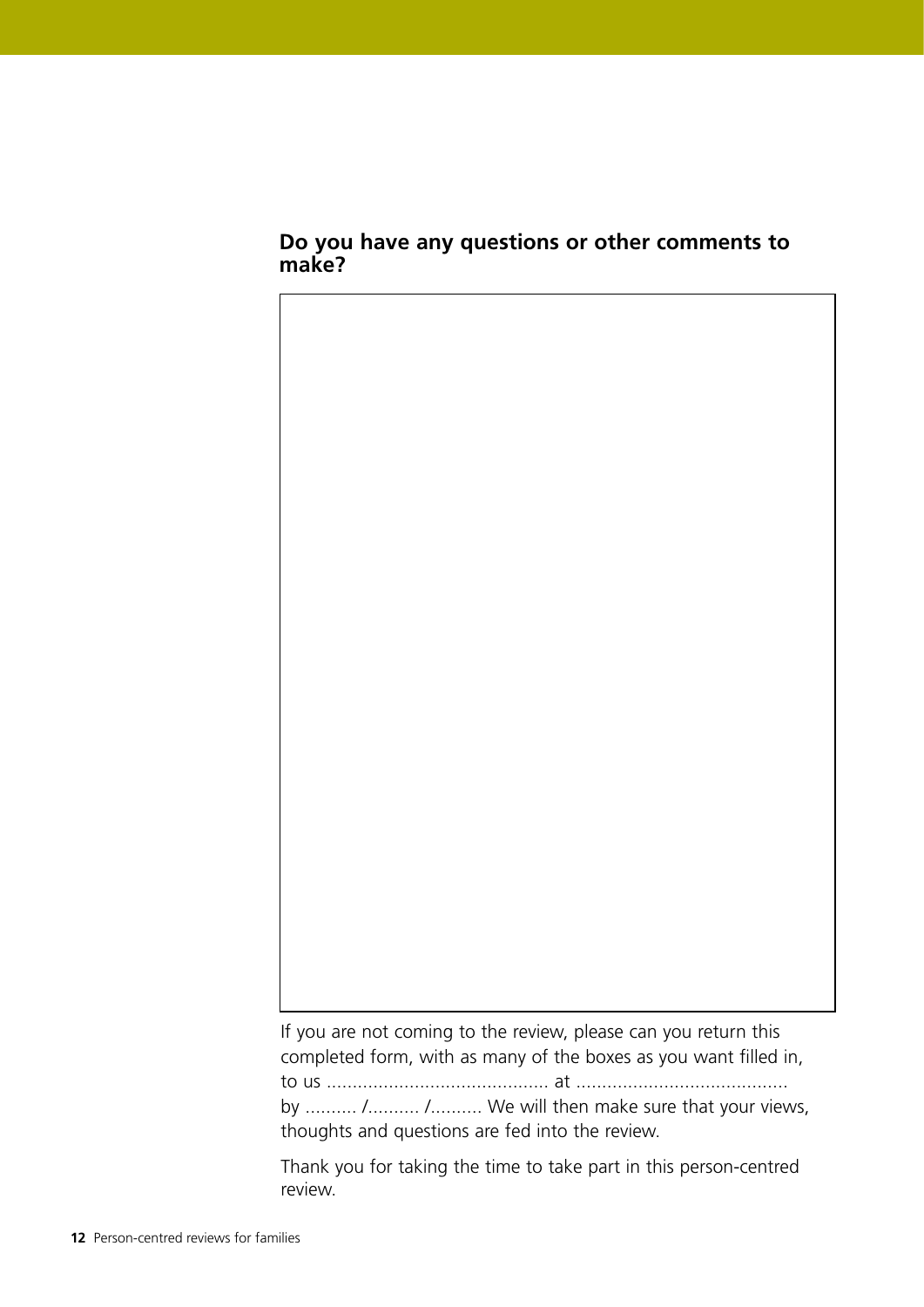## Do you have any questions or other comments to make?

If you are not coming to the review, please can you return this completed form, with as many of the boxes as you want filled in, to us ........................................... at ......................................... by .......... /.......... /.......... We will then make sure that your views, thoughts and questions are fed into the review.

Thank you for taking the time to take part in this person-centred review.